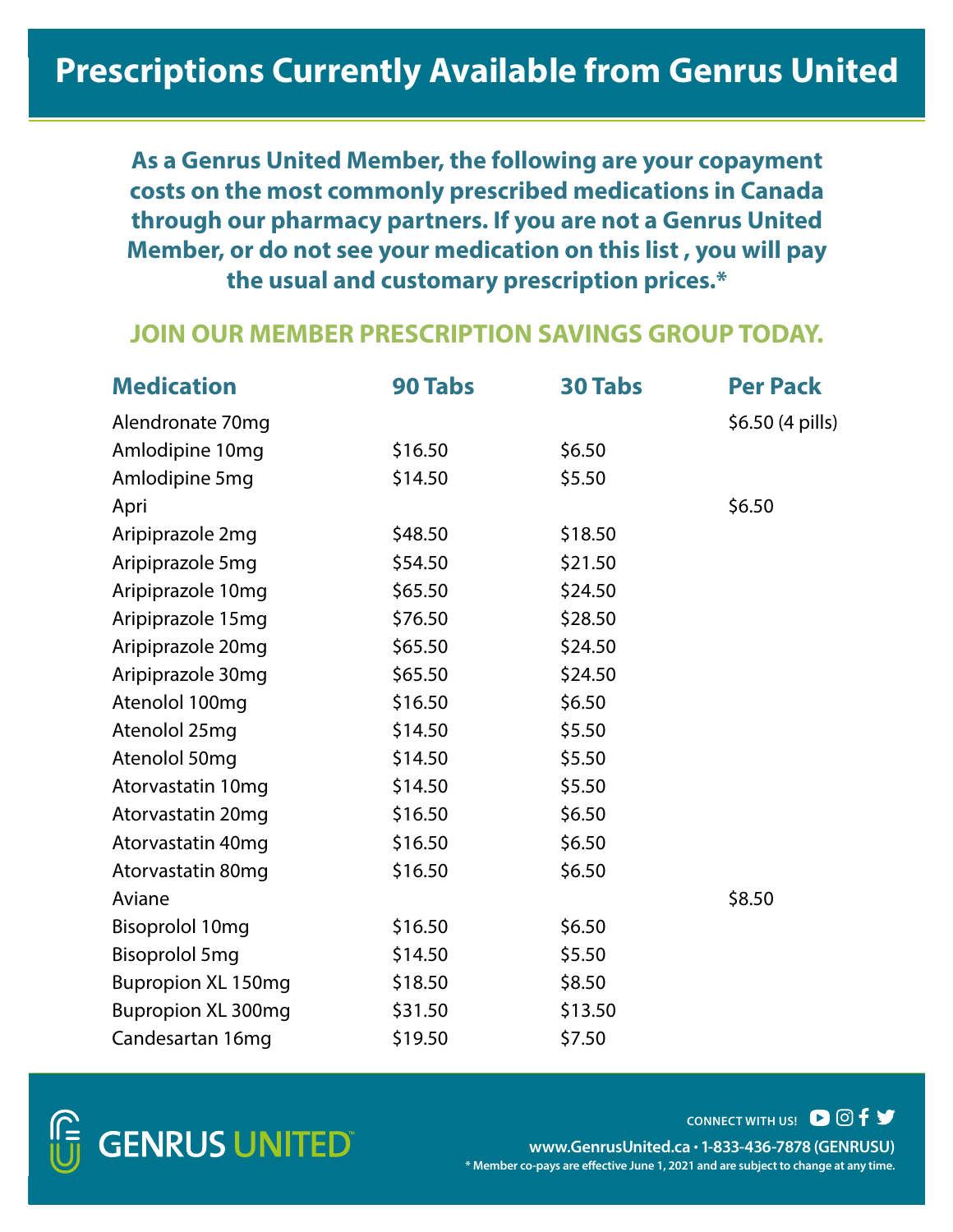# Prescriptions Currently Available from Genrus United

**As a Genrus United Member, the following are your copayment costs on the most commonly prescribed medications in Canada through our pharmacy partners. If you are not a Genrus United Member, or do not see your medication on this list , you will pay the usual and customary prescription prices.***

**JOIN OUR MEMBER PRESCRIPTION SAVINGS GROUP TODAY.**

| Medication | 90 Tabs | 30 Tabs | Per Pack |
|---|---|---|---|
| Alendronate 70mg | | | $6.50 (4 pills) |
| Amlodipine 10mg | $16.50 | $6.50 | |
| Amlodipine 5mg | $14.50 | $5.50 | |
| Apri | | | $6.50 |
| Aripiprazole 2mg | $48.50 | $18.50 | |
| Aripiprazole 5mg | $54.50 | $21.50 | |
| Aripiprazole 10mg | $65.50 | $24.50 | |
| Aripiprazole 15mg | $76.50 | $28.50 | |
| Aripiprazole 20mg | $65.50 | $24.50 | |
| Aripiprazole 30mg | $65.50 | $24.50 | |
| Atenolol 100mg | $16.50 | $6.50 | |
| Atenolol 25mg | $14.50 | $5.50 | |
| Atenolol 50mg | $14.50 | $5.50 | |
| Atorvastatin 10mg | $14.50 | $5.50 | |
| Atorvastatin 20mg | $16.50 | $6.50 | |
| Atorvastatin 40mg | $16.50 | $6.50 | |
| Atorvastatin 80mg | $16.50 | $6.50 | |
| Aviane | | | $8.50 |
| Bisoprolol 10mg | $16.50 | $6.50 | |
| Bisoprolol 5mg | $14.50 | $5.50 | |
| Bupropion XL 150mg | $18.50 | $8.50 | |
| Bupropion XL 300mg | $31.50 | $13.50 | |
| Candesartan 16mg | $19.50 | $7.50 | |

GENRUS UNITED

CONNECT WITH US!

www.GenrusUnited.ca • 1-833-436-7878 (GENRUSU)

* Member co-pays are effective June 1, 2021 and are subject to change at any time.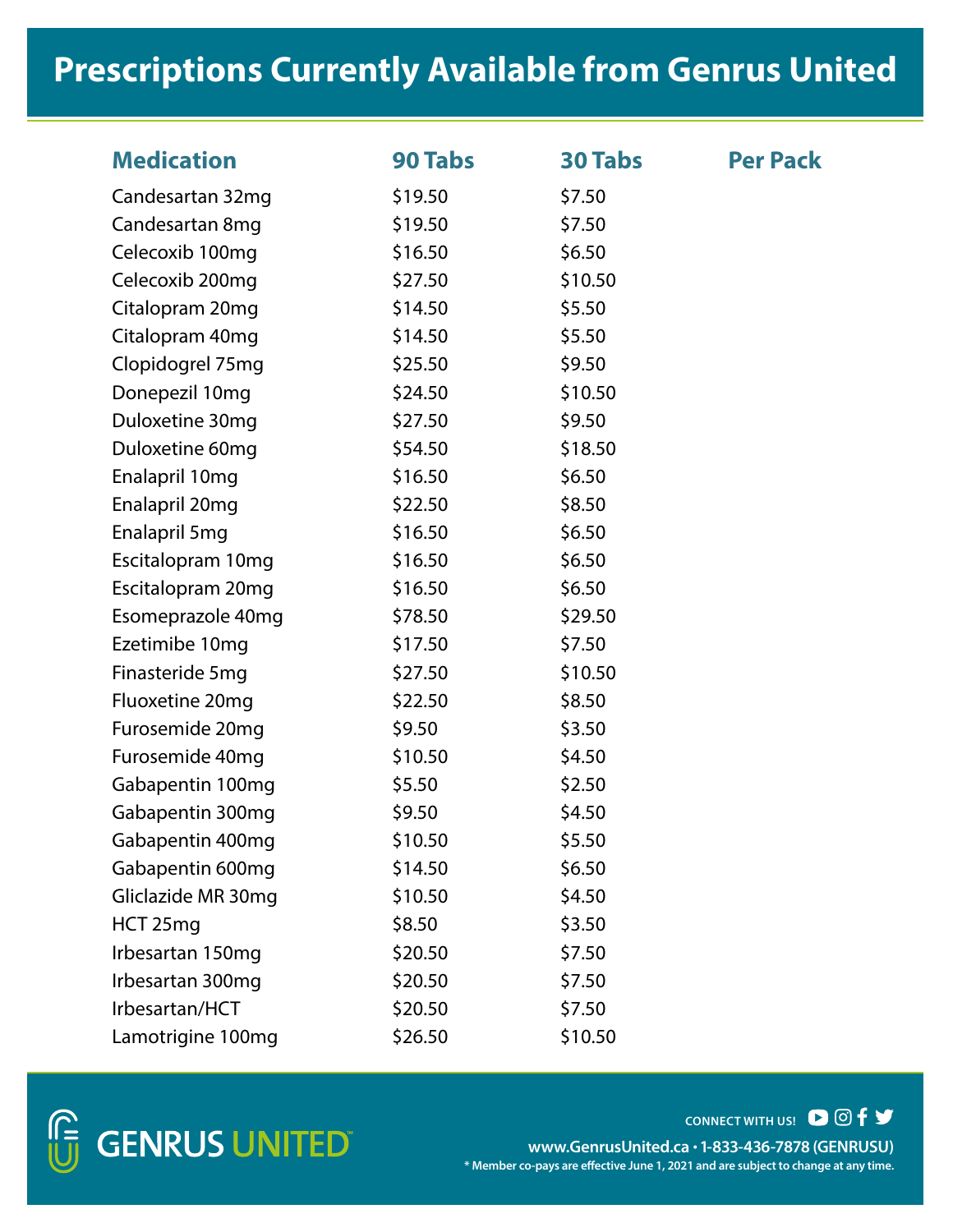# Prescriptions Currently Available from Genrus United

| Medication | 90 Tabs | 30 Tabs | Per Pack |
|---|---|---|---|
| Candesartan 32mg | $19.50 | $7.50 | |
| Candesartan 8mg | $19.50 | $7.50 | |
| Celecoxib 100mg | $16.50 | $6.50 | |
| Celecoxib 200mg | $27.50 | $10.50 | |
| Citalopram 20mg | $14.50 | $5.50 | |
| Citalopram 40mg | $14.50 | $5.50 | |
| Clopidogrel 75mg | $25.50 | $9.50 | |
| Donepezil 10mg | $24.50 | $10.50 | |
| Duloxetine 30mg | $27.50 | $9.50 | |
| Duloxetine 60mg | $54.50 | $18.50 | |
| Enalapril 10mg | $16.50 | $6.50 | |
| Enalapril 20mg | $22.50 | $8.50 | |
| Enalapril 5mg | $16.50 | $6.50 | |
| Escitalopram 10mg | $16.50 | $6.50 | |
| Escitalopram 20mg | $16.50 | $6.50 | |
| Esomeprazole 40mg | $78.50 | $29.50 | |
| Ezetimibe 10mg | $17.50 | $7.50 | |
| Finasteride 5mg | $27.50 | $10.50 | |
| Fluoxetine 20mg | $22.50 | $8.50 | |
| Furosemide 20mg | $9.50 | $3.50 | |
| Furosemide 40mg | $10.50 | $4.50 | |
| Gabapentin 100mg | $5.50 | $2.50 | |
| Gabapentin 300mg | $9.50 | $4.50 | |
| Gabapentin 400mg | $10.50 | $5.50 | |
| Gabapentin 600mg | $14.50 | $6.50 | |
| Gliclazide MR 30mg | $10.50 | $4.50 | |
| HCT 25mg | $8.50 | $3.50 | |
| Irbesartan 150mg | $20.50 | $7.50 | |
| Irbesartan 300mg | $20.50 | $7.50 | |
| Irbesartan/HCT | $20.50 | $7.50 | |
| Lamotrigine 100mg | $26.50 | $10.50 | |

GENRUS UNITED™

CONNECT WITH US!

www.GenrusUnited.ca • 1-833-436-7878 (GENRUSU)

* Member co-pays are effective June 1, 2021 and are subject to change at any time.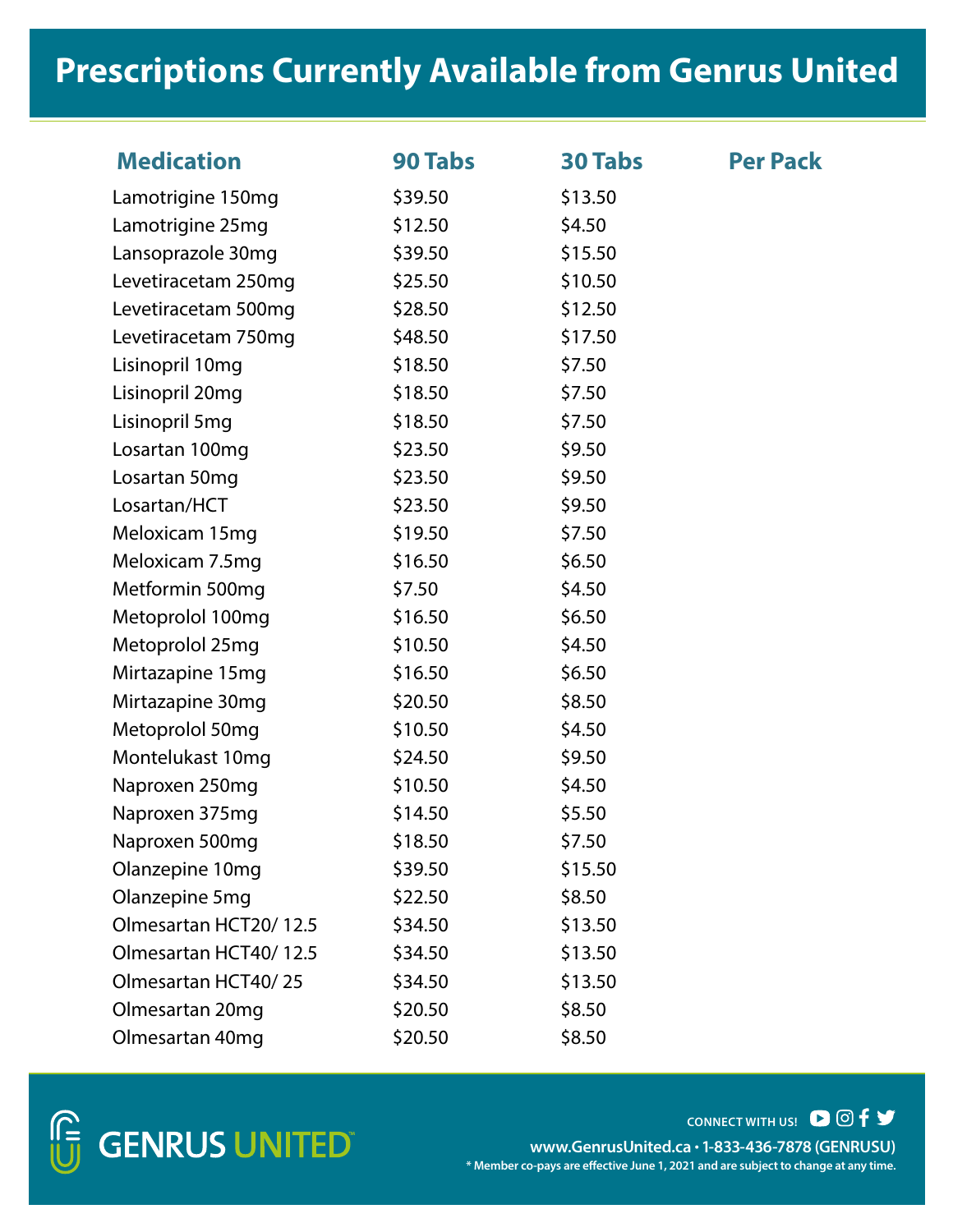# Prescriptions Currently Available from Genrus United

| Medication | 90 Tabs | 30 Tabs | Per Pack |
|---|---|---|---|
| Lamotrigine 150mg | $39.50 | $13.50 | |
| Lamotrigine 25mg | $12.50 | $4.50 | |
| Lansoprazole 30mg | $39.50 | $15.50 | |
| Levetiracetam 250mg | $25.50 | $10.50 | |
| Levetiracetam 500mg | $28.50 | $12.50 | |
| Levetiracetam 750mg | $48.50 | $17.50 | |
| Lisinopril 10mg | $18.50 | $7.50 | |
| Lisinopril 20mg | $18.50 | $7.50 | |
| Lisinopril 5mg | $18.50 | $7.50 | |
| Losartan 100mg | $23.50 | $9.50 | |
| Losartan 50mg | $23.50 | $9.50 | |
| Losartan/HCT | $23.50 | $9.50 | |
| Meloxicam 15mg | $19.50 | $7.50 | |
| Meloxicam 7.5mg | $16.50 | $6.50 | |
| Metformin 500mg | $7.50 | $4.50 | |
| Metoprolol 100mg | $16.50 | $6.50 | |
| Metoprolol 25mg | $10.50 | $4.50 | |
| Mirtazapine 15mg | $16.50 | $6.50 | |
| Mirtazapine 30mg | $20.50 | $8.50 | |
| Metoprolol 50mg | $10.50 | $4.50 | |
| Montelukast 10mg | $24.50 | $9.50 | |
| Naproxen 250mg | $10.50 | $4.50 | |
| Naproxen 375mg | $14.50 | $5.50 | |
| Naproxen 500mg | $18.50 | $7.50 | |
| Olanzepine 10mg | $39.50 | $15.50 | |
| Olanzepine 5mg | $22.50 | $8.50 | |
| Olmesartan HCT20/ 12.5 | $34.50 | $13.50 | |
| Olmesartan HCT40/ 12.5 | $34.50 | $13.50 | |
| Olmesartan HCT40/ 25 | $34.50 | $13.50 | |
| Olmesartan 20mg | $20.50 | $8.50 | |
| Olmesartan 40mg | $20.50 | $8.50 | |

GENRUS UNITED™

CONNECT WITH US!

www.GenrusUnited.ca • 1-833-436-7878 (GENRUSU)

* Member co-pays are effective June 1, 2021 and are subject to change at any time.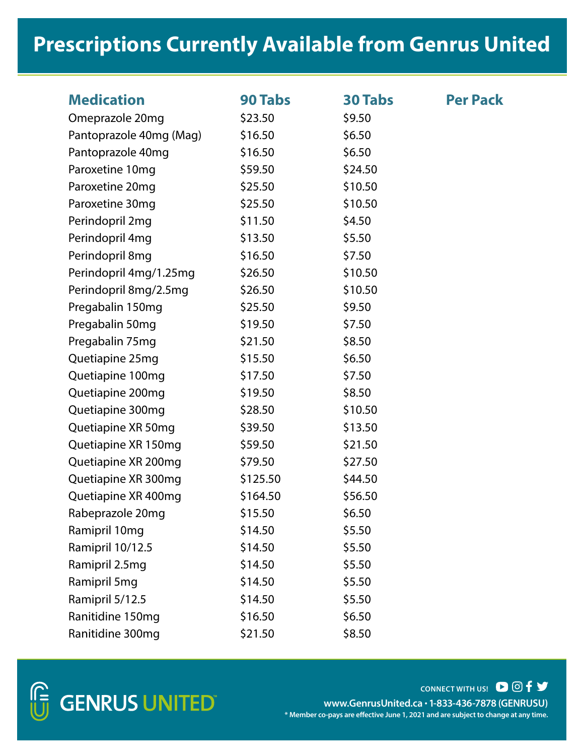# Prescriptions Currently Available from Genrus United

| Medication | 90 Tabs | 30 Tabs | Per Pack |
|---|---|---|---|
| Omeprazole 20mg | $23.50 | $9.50 | |
| Pantoprazole 40mg (Mag) | $16.50 | $6.50 | |
| Pantoprazole 40mg | $16.50 | $6.50 | |
| Paroxetine 10mg | $59.50 | $24.50 | |
| Paroxetine 20mg | $25.50 | $10.50 | |
| Paroxetine 30mg | $25.50 | $10.50 | |
| Perindopril 2mg | $11.50 | $4.50 | |
| Perindopril 4mg | $13.50 | $5.50 | |
| Perindopril 8mg | $16.50 | $7.50 | |
| Perindopril 4mg/1.25mg | $26.50 | $10.50 | |
| Perindopril 8mg/2.5mg | $26.50 | $10.50 | |
| Pregabalin 150mg | $25.50 | $9.50 | |
| Pregabalin 50mg | $19.50 | $7.50 | |
| Pregabalin 75mg | $21.50 | $8.50 | |
| Quetiapine 25mg | $15.50 | $6.50 | |
| Quetiapine 100mg | $17.50 | $7.50 | |
| Quetiapine 200mg | $19.50 | $8.50 | |
| Quetiapine 300mg | $28.50 | $10.50 | |
| Quetiapine XR 50mg | $39.50 | $13.50 | |
| Quetiapine XR 150mg | $59.50 | $21.50 | |
| Quetiapine XR 200mg | $79.50 | $27.50 | |
| Quetiapine XR 300mg | $125.50 | $44.50 | |
| Quetiapine XR 400mg | $164.50 | $56.50 | |
| Rabeprazole 20mg | $15.50 | $6.50 | |
| Ramipril 10mg | $14.50 | $5.50 | |
| Ramipril 10/12.5 | $14.50 | $5.50 | |
| Ramipril 2.5mg | $14.50 | $5.50 | |
| Ramipril 5mg | $14.50 | $5.50 | |
| Ramipril 5/12.5 | $14.50 | $5.50 | |
| Ranitidine 150mg | $16.50 | $6.50 | |
| Ranitidine 300mg | $21.50 | $8.50 | |

GENRUS UNITED™

CONNECT WITH US!

www.GenrusUnited.ca • 1-833-436-7878 (GENRUSU)

* Member co-pays are effective June 1, 2021 and are subject to change at any time.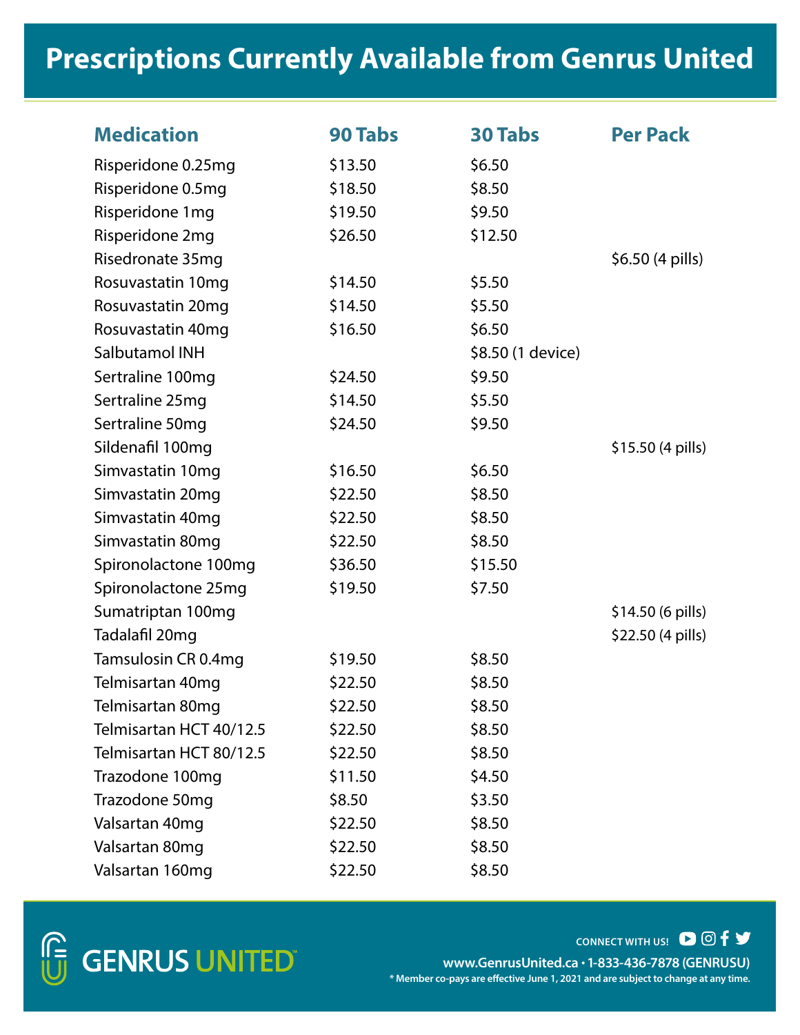# Prescriptions Currently Available from Genrus United

| Medication | 90 Tabs | 30 Tabs | Per Pack |
|---|---|---|---|
| Risperidone 0.25mg | $13.50 | $6.50 | |
| Risperidone 0.5mg | $18.50 | $8.50 | |
| Risperidone 1mg | $19.50 | $9.50 | |
| Risperidone 2mg | $26.50 | $12.50 | |
| Risedronate 35mg | | | $6.50 (4 pills) |
| Rosuvastatin 10mg | $14.50 | $5.50 | |
| Rosuvastatin 20mg | $14.50 | $5.50 | |
| Rosuvastatin 40mg | $16.50 | $6.50 | |
| Salbutamol INH | | $8.50 (1 device) | |
| Sertraline 100mg | $24.50 | $9.50 | |
| Sertraline 25mg | $14.50 | $5.50 | |
| Sertraline 50mg | $24.50 | $9.50 | |
| Sildenafil 100mg | | | $15.50 (4 pills) |
| Simvastatin 10mg | $16.50 | $6.50 | |
| Simvastatin 20mg | $22.50 | $8.50 | |
| Simvastatin 40mg | $22.50 | $8.50 | |
| Simvastatin 80mg | $22.50 | $8.50 | |
| Spironolactone 100mg | $36.50 | $15.50 | |
| Spironolactone 25mg | $19.50 | $7.50 | |
| Sumatriptan 100mg | | | $14.50 (6 pills) |
| Tadalafil 20mg | | | $22.50 (4 pills) |
| Tamsulosin CR 0.4mg | $19.50 | $8.50 | |
| Telmisartan 40mg | $22.50 | $8.50 | |
| Telmisartan 80mg | $22.50 | $8.50 | |
| Telmisartan HCT 40/12.5 | $22.50 | $8.50 | |
| Telmisartan HCT 80/12.5 | $22.50 | $8.50 | |
| Trazodone 100mg | $11.50 | $4.50 | |
| Trazodone 50mg | $8.50 | $3.50 | |
| Valsartan 40mg | $22.50 | $8.50 | |
| Valsartan 80mg | $22.50 | $8.50 | |
| Valsartan 160mg | $22.50 | $8.50 | |

GENRUS UNITED™

CONNECT WITH US!

www.GenrusUnited.ca • 1-833-436-7878 (GENRUSU)

* Member co-pays are effective June 1, 2021 and are subject to change at any time.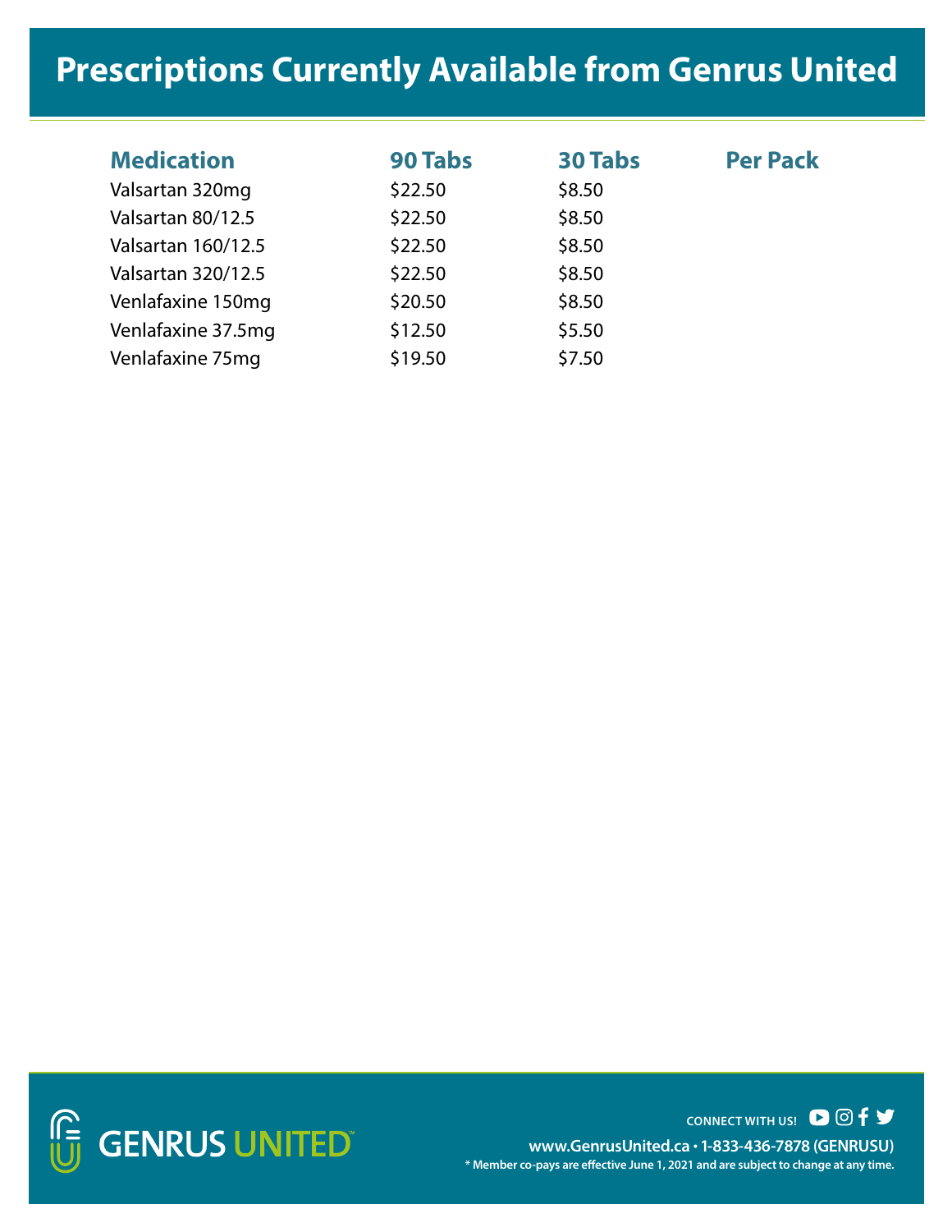# Prescriptions Currently Available from Genrus United

| Medication | 90 Tabs | 30 Tabs | Per Pack |
|---|---|---|---|
| Valsartan 320mg | $22.50 | $8.50 | |
| Valsartan 80/12.5 | $22.50 | $8.50 | |
| Valsartan 160/12.5 | $22.50 | $8.50 | |
| Valsartan 320/12.5 | $22.50 | $8.50 | |
| Venlafaxine 150mg | $20.50 | $8.50 | |
| Venlafaxine 37.5mg | $12.50 | $5.50 | |
| Venlafaxine 75mg | $19.50 | $7.50 | |

GENRUS UNITED™

**CONNECT WITH US!**

**www.GenrusUnited.ca • 1-833-436-7878 (GENRUSU)**

**\* Member co-pays are effective June 1, 2021 and are subject to change at any time.**